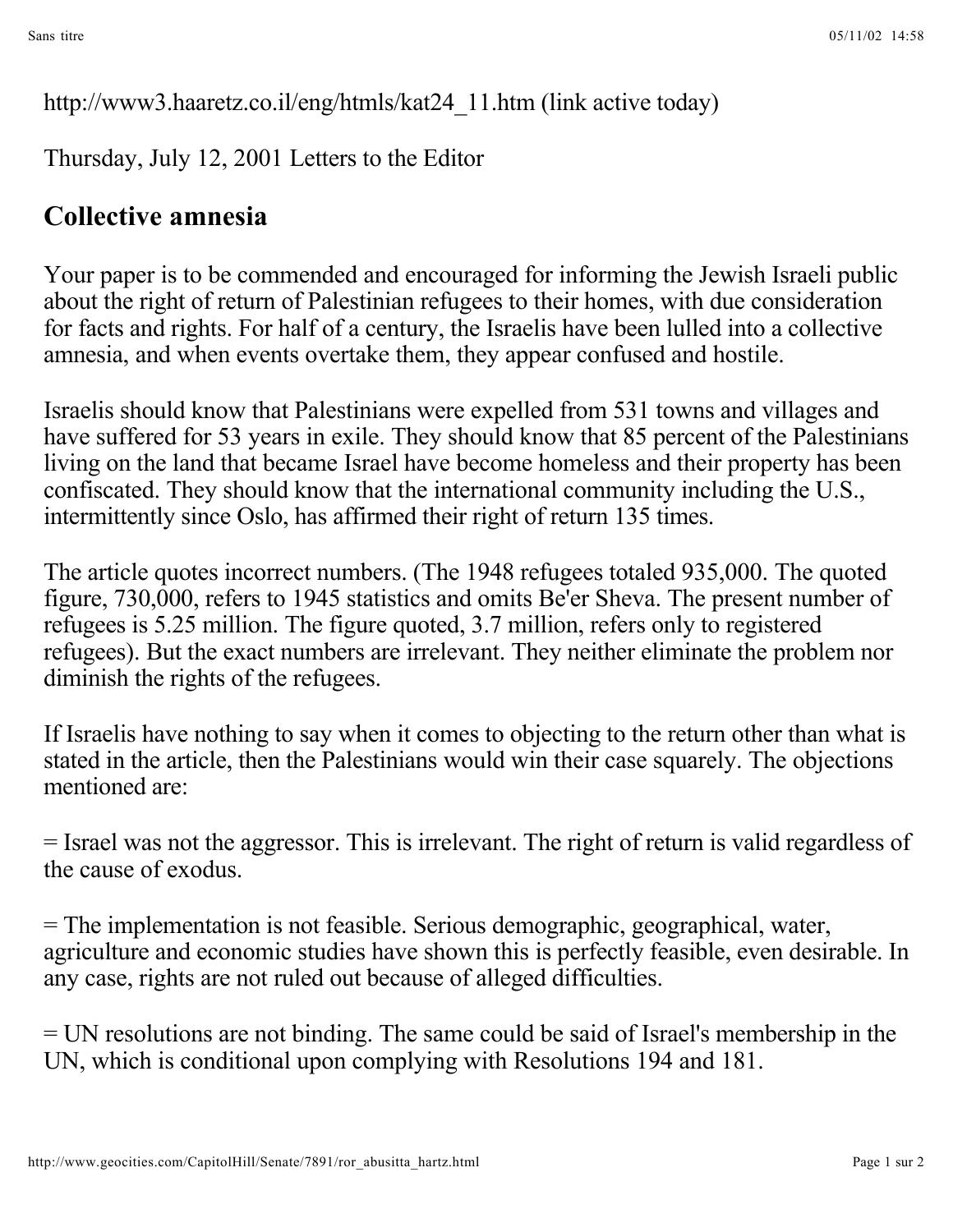http://www3.haaretz.co.il/eng/htmls/kat24_11.htm (link active today)

Thursday, July 12, 2001 Letters to the Editor

## Collective amnesia

Your paper is to be commended and encouraged for informing the Jewish Israeli public about the right of return of Palestinian refugees to their homes, with due consideration for facts and rights. For half of a century, the Israelis have been lulled into a collective amnesia, and when events overtake them, they appear confused and hostile.

Israelis should know that Palestinians were expelled from 531 towns and villages and have suffered for 53 years in exile. They should know that 85 percent of the Palestinians living on the land that became Israel have become homeless and their property has been confiscated. They should know that the international community including the U.S., intermittently since Oslo, has affirmed their right of return 135 times.

The article quotes incorrect numbers. (The 1948 refugees totaled 935,000. The quoted figure, 730,000, refers to 1945 statistics and omits Be'er Sheva. The present number of refugees is 5.25 million. The figure quoted, 3.7 million, refers only to registered refugees). But the exact numbers are irrelevant. They neither eliminate the problem nor diminish the rights of the refugees.

If Israelis have nothing to say when it comes to objecting to the return other than what is stated in the article, then the Palestinians would win their case squarely. The objections mentioned are:

= Israel was not the aggressor. This is irrelevant. The right of return is valid regardless of the cause of exodus.

= The implementation is not feasible. Serious demographic, geographical, water, agriculture and economic studies have shown this is perfectly feasible, even desirable. In any case, rights are not ruled out because of alleged difficulties.

= UN resolutions are not binding. The same could be said of Israel's membership in the UN, which is conditional upon complying with Resolutions 194 and 181.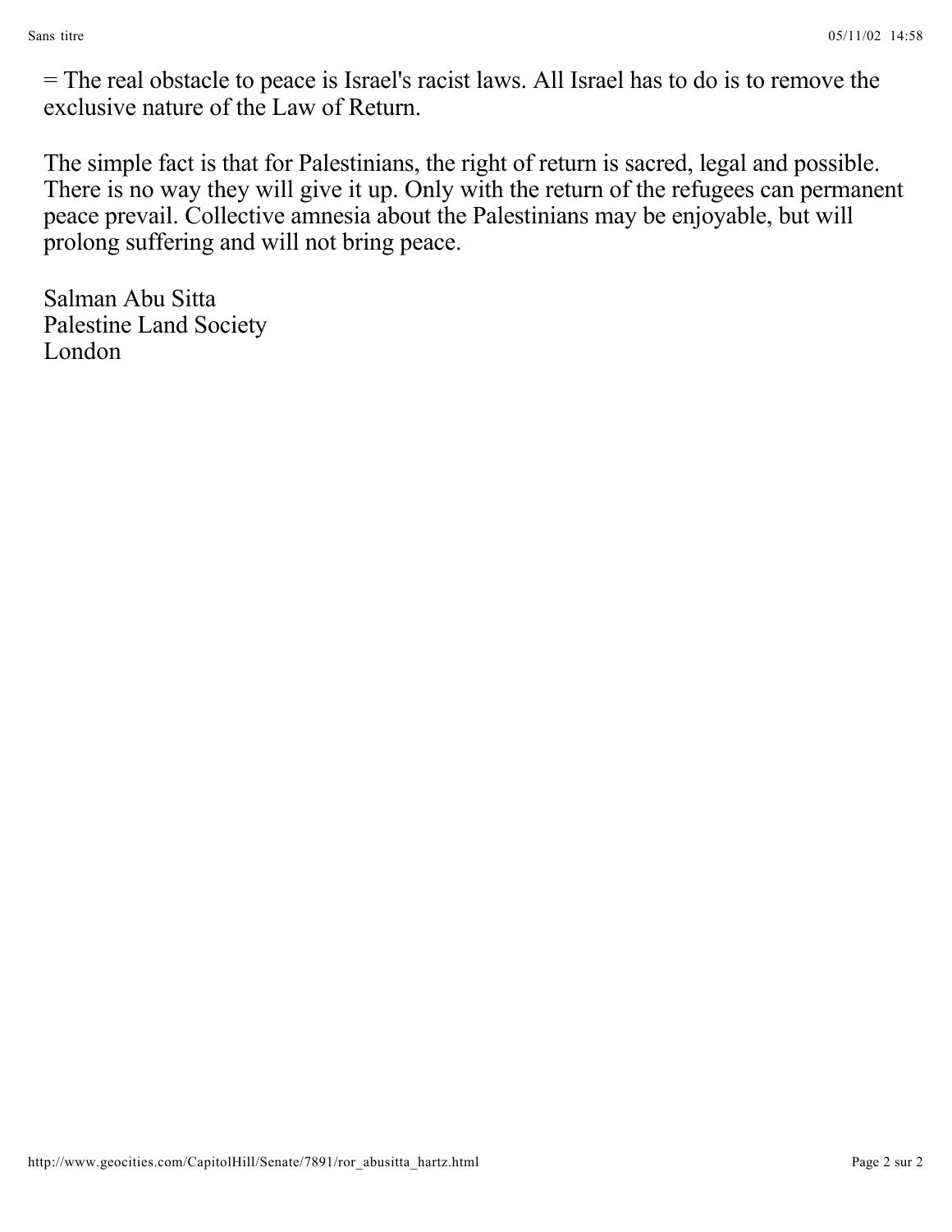= The real obstacle to peace is Israel's racist laws. All Israel has to do is to remove the exclusive nature of the Law of Return.

The simple fact is that for Palestinians, the right of return is sacred, legal and possible. There is no way they will give it up. Only with the return of the refugees can permanent peace prevail. Collective amnesia about the Palestinians may be enjoyable, but will prolong suffering and will not bring peace.

Salman Abu Sitta
Palestine Land Society
London